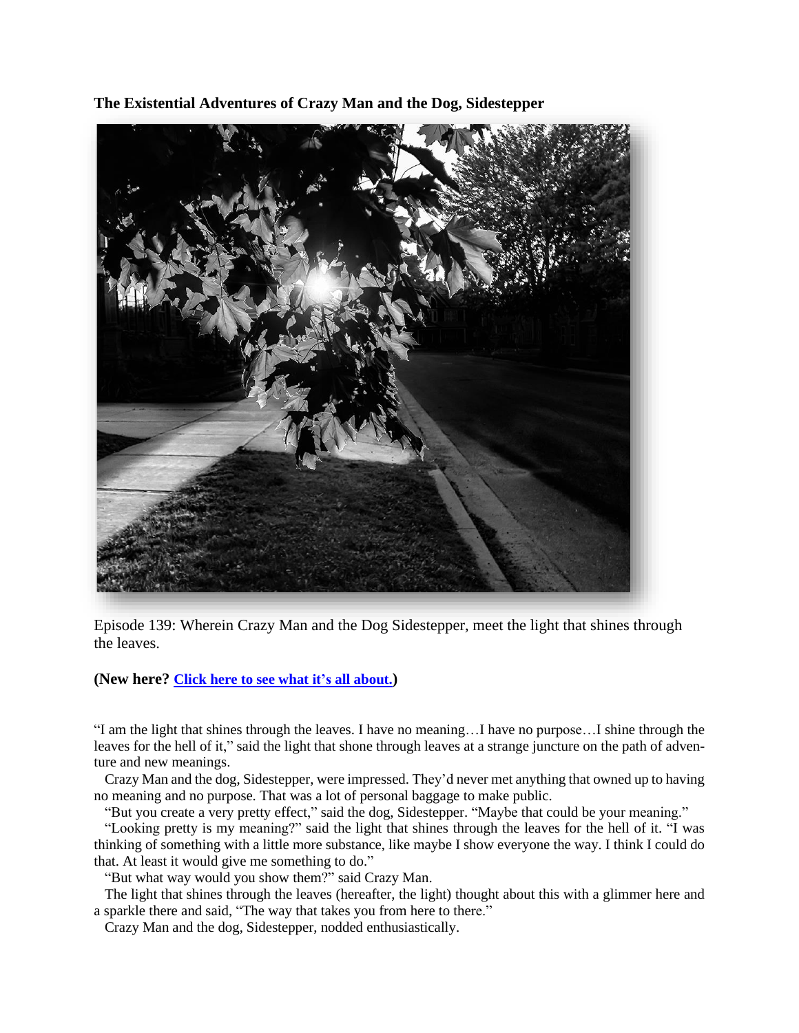**The Existential Adventures of Crazy Man and the Dog, Sidestepper**

Episode 139: Wherein Crazy Man and the Dog Sidestepper, meet the light that shines through the leaves.

**(New here? [Click here to see what it's all about.](#))**

"I am the light that shines through the leaves. I have no meaning…I have no purpose…I shine through the leaves for the hell of it," said the light that shone through leaves at a strange juncture on the path of adventure and new meanings.

Crazy Man and the dog, Sidestepper, were impressed. They'd never met anything that owned up to having no meaning and no purpose. That was a lot of personal baggage to make public.

"But you create a very pretty effect," said the dog, Sidestepper. "Maybe that could be your meaning."

"Looking pretty is my meaning?" said the light that shines through the leaves for the hell of it. "I was thinking of something with a little more substance, like maybe I show everyone the way. I think I could do that. At least it would give me something to do."

"But what way would you show them?" said Crazy Man.

The light that shines through the leaves (hereafter, the light) thought about this with a glimmer here and a sparkle there and said, "The way that takes you from here to there."

Crazy Man and the dog, Sidestepper, nodded enthusiastically.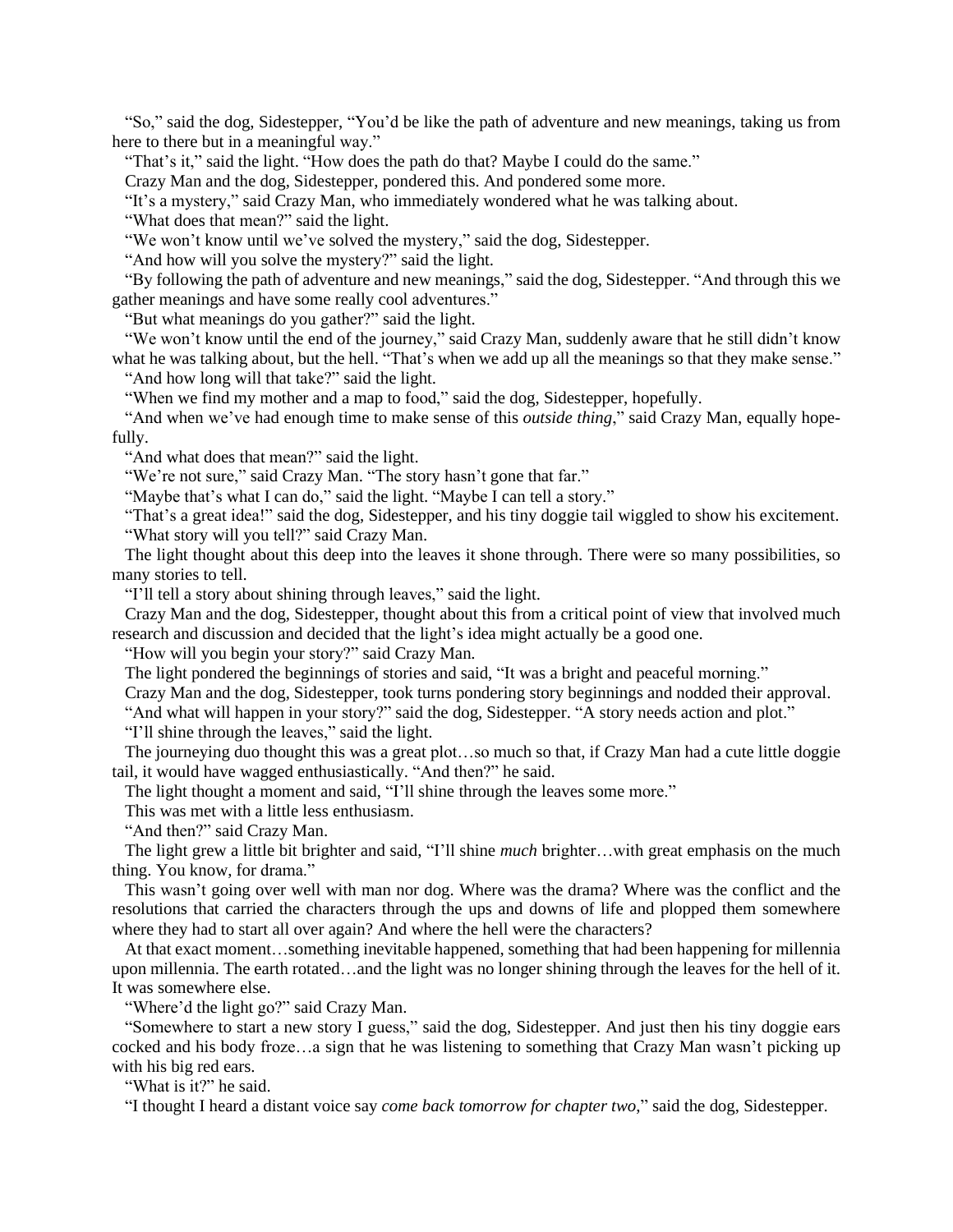"So," said the dog, Sidestepper, "You'd be like the path of adventure and new meanings, taking us from here to there but in a meaningful way."

"That's it," said the light. "How does the path do that? Maybe I could do the same."

Crazy Man and the dog, Sidestepper, pondered this. And pondered some more.

"It's a mystery," said Crazy Man, who immediately wondered what he was talking about.

"What does that mean?" said the light.

"We won't know until we've solved the mystery," said the dog, Sidestepper.

"And how will you solve the mystery?" said the light.

"By following the path of adventure and new meanings," said the dog, Sidestepper. "And through this we gather meanings and have some really cool adventures."

"But what meanings do you gather?" said the light.

"We won't know until the end of the journey," said Crazy Man, suddenly aware that he still didn't know what he was talking about, but the hell. "That's when we add up all the meanings so that they make sense."

"And how long will that take?" said the light.

"When we find my mother and a map to food," said the dog, Sidestepper, hopefully.

"And when we've had enough time to make sense of this *outside thing*," said Crazy Man, equally hopefully.

"And what does that mean?" said the light.

"We're not sure," said Crazy Man. "The story hasn't gone that far."

"Maybe that's what I can do," said the light. "Maybe I can tell a story."

"That's a great idea!" said the dog, Sidestepper, and his tiny doggie tail wiggled to show his excitement.

"What story will you tell?" said Crazy Man.

The light thought about this deep into the leaves it shone through. There were so many possibilities, so many stories to tell.

"I'll tell a story about shining through leaves," said the light.

Crazy Man and the dog, Sidestepper, thought about this from a critical point of view that involved much research and discussion and decided that the light's idea might actually be a good one.

"How will you begin your story?" said Crazy Man.

The light pondered the beginnings of stories and said, "It was a bright and peaceful morning."

Crazy Man and the dog, Sidestepper, took turns pondering story beginnings and nodded their approval.

"And what will happen in your story?" said the dog, Sidestepper. "A story needs action and plot."

"I'll shine through the leaves," said the light.

The journeying duo thought this was a great plot…so much so that, if Crazy Man had a cute little doggie tail, it would have wagged enthusiastically. "And then?" he said.

The light thought a moment and said, "I'll shine through the leaves some more."

This was met with a little less enthusiasm.

"And then?" said Crazy Man.

The light grew a little bit brighter and said, "I'll shine *much* brighter…with great emphasis on the much thing. You know, for drama."

This wasn't going over well with man nor dog. Where was the drama? Where was the conflict and the resolutions that carried the characters through the ups and downs of life and plopped them somewhere where they had to start all over again? And where the hell were the characters?

At that exact moment…something inevitable happened, something that had been happening for millennia upon millennia. The earth rotated…and the light was no longer shining through the leaves for the hell of it. It was somewhere else.

"Where'd the light go?" said Crazy Man.

"Somewhere to start a new story I guess," said the dog, Sidestepper. And just then his tiny doggie ears cocked and his body froze…a sign that he was listening to something that Crazy Man wasn't picking up with his big red ears.

"What is it?" he said.

"I thought I heard a distant voice say *come back tomorrow for chapter two*," said the dog, Sidestepper.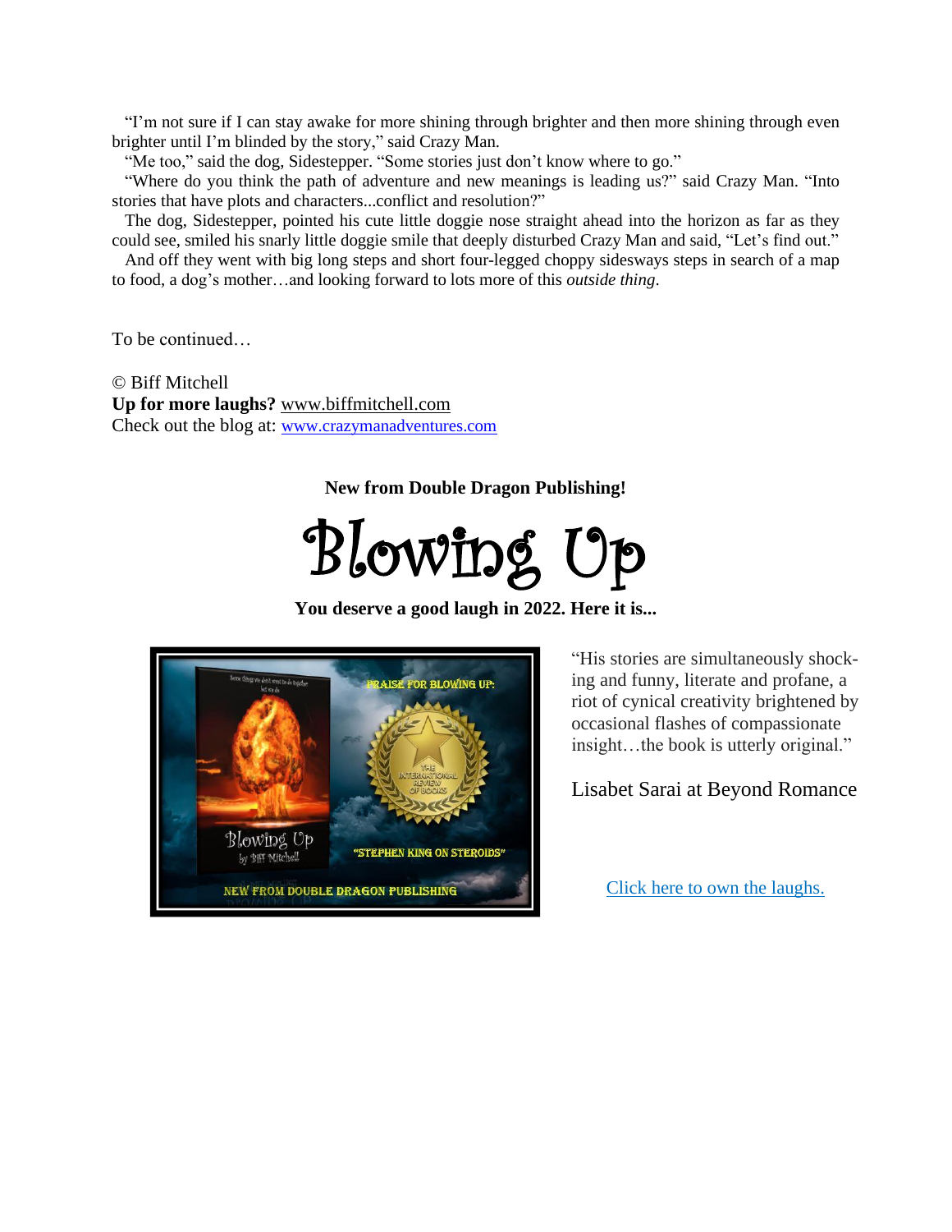"I'm not sure if I can stay awake for more shining through brighter and then more shining through even brighter until I'm blinded by the story," said Crazy Man.

"Me too," said the dog, Sidestepper. "Some stories just don't know where to go."

"Where do you think the path of adventure and new meanings is leading us?" said Crazy Man. "Into stories that have plots and characters...conflict and resolution?"

The dog, Sidestepper, pointed his cute little doggie nose straight ahead into the horizon as far as they could see, smiled his snarly little doggie smile that deeply disturbed Crazy Man and said, "Let's find out."

And off they went with big long steps and short four-legged choppy sideways steps in search of a map to food, a dog's mother…and looking forward to lots more of this *outside thing*.

To be continued…

© Biff Mitchell

**Up for more laughs?** www.biffmitchell.com

Check out the blog at: www.crazymanadventures.com

**New from Double Dragon Publishing!**

# Blowing Up

**You deserve a good laugh in 2022. Here it is...**

"His stories are simultaneously shocking and funny, literate and profane, a riot of cynical creativity brightened by occasional flashes of compassionate insight…the book is utterly original."

Lisabet Sarai at Beyond Romance

Click here to own the laughs.